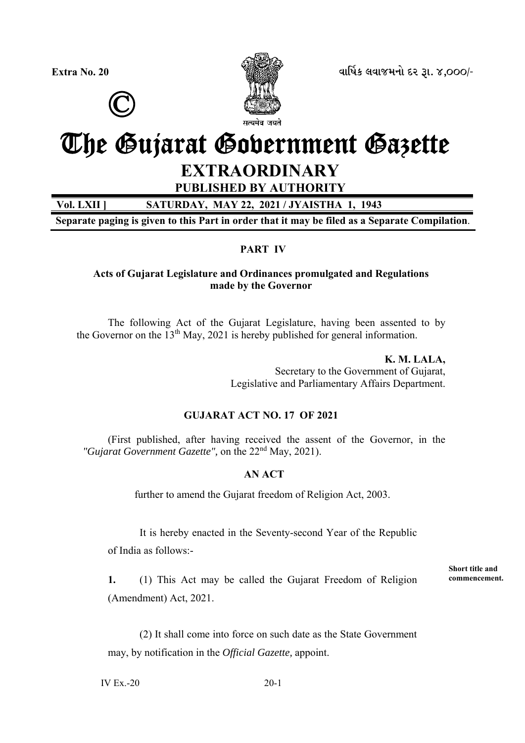Extra No. 20

વાર્ષિક લવાજમનો દર રૂા. ૪,૦૦૦/-

©

सत्यमेव जयते

# The Gujarat Government Gazette

## EXTRAORDINARY

**PUBLISHED BY AUTHORITY**

**Vol. LXII ] SATURDAY, MAY 22, 2021 / JYAISTHA 1, 1943**

**Separate paging is given to this Part in order that it may be filed as a Separate Compilation.**

### PART IV

**Acts of Gujarat Legislature and Ordinances promulgated and Regulations made by the Governor**

The following Act of the Gujarat Legislature, having been assented to by the Governor on the 13th May, 2021 is hereby published for general information.

**K. M. LALA,**
Secretary to the Government of Gujarat,
Legislative and Parliamentary Affairs Department.

### GUJARAT ACT NO. 17 OF 2021

(First published, after having received the assent of the Governor, in the *"Gujarat Government Gazette"*, on the 22nd May, 2021).

### AN ACT

further to amend the Gujarat freedom of Religion Act, 2003.

It is hereby enacted in the Seventy-second Year of the Republic of India as follows:-

**Short title and commencement.**

**1.** (1) This Act may be called the Gujarat Freedom of Religion (Amendment) Act, 2021.

(2) It shall come into force on such date as the State Government may, by notification in the *Official Gazette,* appoint.

IV Ex.-20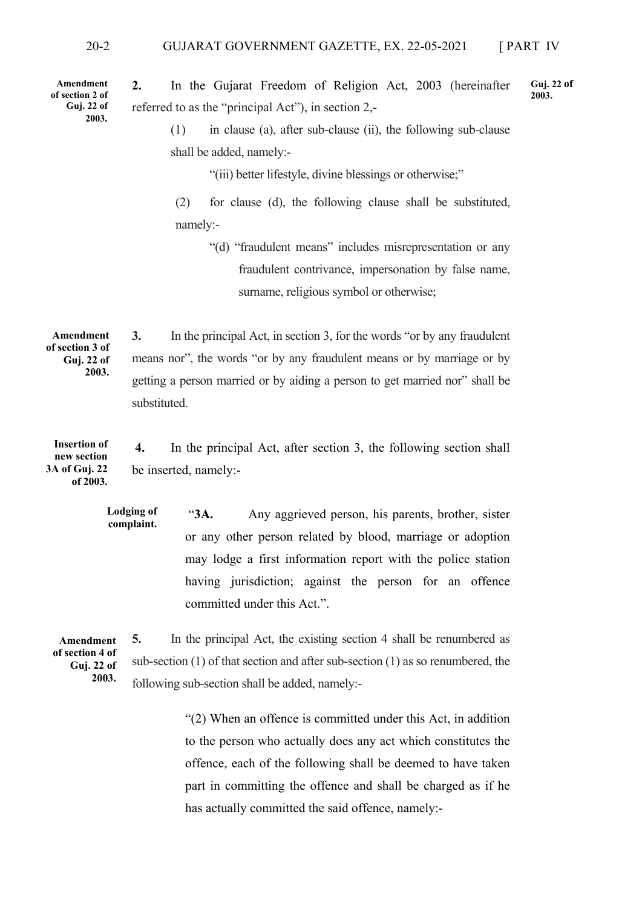**Amendment of section 2 of Guj. 22 of 2003.**

**2.** In the Gujarat Freedom of Religion Act, 2003 (hereinafter referred to as the "principal Act"), in section 2,- **Guj. 22 of 2003.**

(1) in clause (a), after sub-clause (ii), the following sub-clause shall be added, namely:-

"(iii) better lifestyle, divine blessings or otherwise;"

(2) for clause (d), the following clause shall be substituted, namely:-

"(d) "fraudulent means" includes misrepresentation or any fraudulent contrivance, impersonation by false name, surname, religious symbol or otherwise;

**Amendment of section 3 of Guj. 22 of 2003.**

**3.** In the principal Act, in section 3, for the words "or by any fraudulent means nor", the words "or by any fraudulent means or by marriage or by getting a person married or by aiding a person to get married nor" shall be substituted.

**Insertion of new section 3A of Guj. 22 of 2003.**

**4.** In the principal Act, after section 3, the following section shall be inserted, namely:-

**Lodging of complaint.** "**3A.** Any aggrieved person, his parents, brother, sister or any other person related by blood, marriage or adoption may lodge a first information report with the police station having jurisdiction; against the person for an offence committed under this Act.".

**Amendment of section 4 of Guj. 22 of 2003.**

**5.** In the principal Act, the existing section 4 shall be renumbered as sub-section (1) of that section and after sub-section (1) as so renumbered, the following sub-section shall be added, namely:-

"(2) When an offence is committed under this Act, in addition to the person who actually does any act which constitutes the offence, each of the following shall be deemed to have taken part in committing the offence and shall be charged as if he has actually committed the said offence, namely:-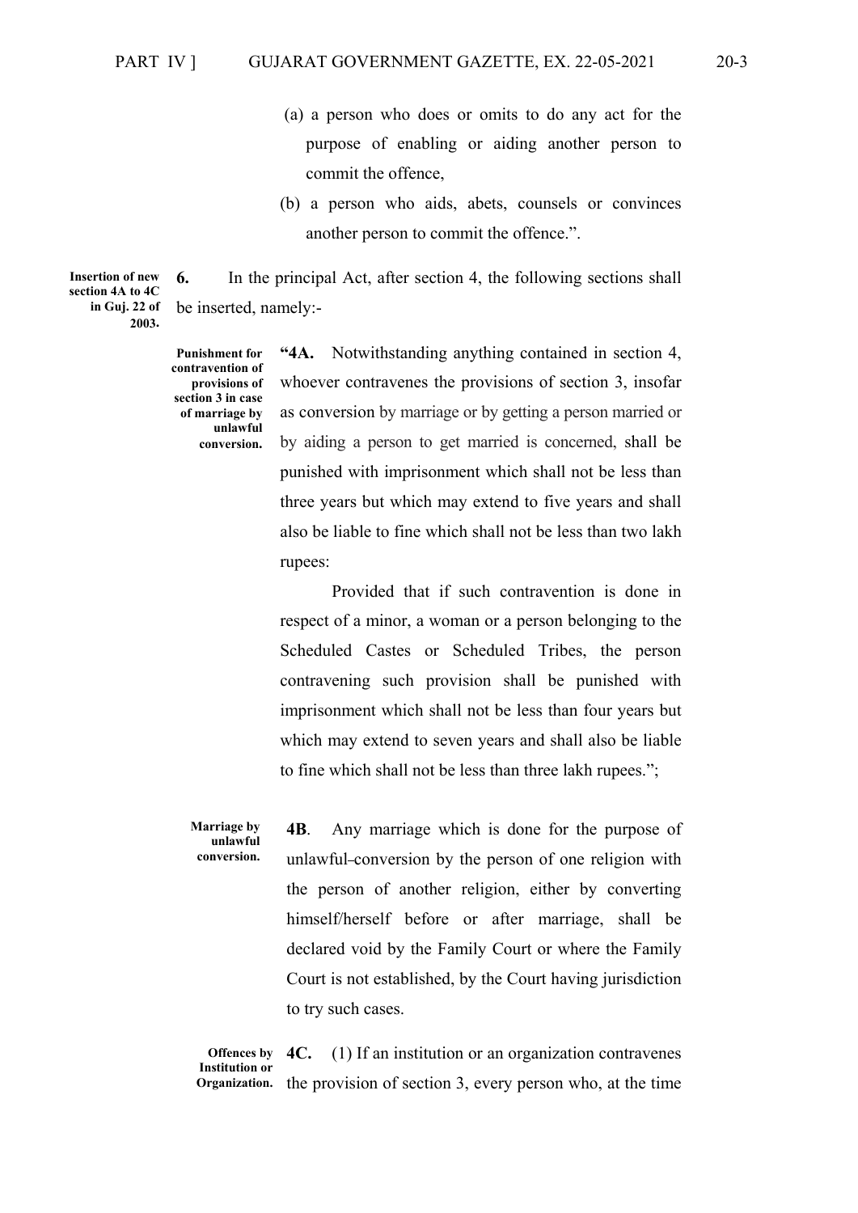(a) a person who does or omits to do any act for the purpose of enabling or aiding another person to commit the offence,

(b) a person who aids, abets, counsels or convinces another person to commit the offence.".

**Insertion of new section 4A to 4C in Guj. 22 of 2003.**

**6.** In the principal Act, after section 4, the following sections shall be inserted, namely:-

**Punishment for contravention of provisions of section 3 in case of marriage by unlawful conversion.**

"**4A.** Notwithstanding anything contained in section 4, whoever contravenes the provisions of section 3, insofar as conversion by marriage or by getting a person married or by aiding a person to get married is concerned, shall be punished with imprisonment which shall not be less than three years but which may extend to five years and shall also be liable to fine which shall not be less than two lakh rupees:

Provided that if such contravention is done in respect of a minor, a woman or a person belonging to the Scheduled Castes or Scheduled Tribes, the person contravening such provision shall be punished with imprisonment which shall not be less than four years but which may extend to seven years and shall also be liable to fine which shall not be less than three lakh rupees.";

**Marriage by unlawful conversion.**

**4B**. Any marriage which is done for the purpose of unlawful-conversion by the person of one religion with the person of another religion, either by converting himself/herself before or after marriage, shall be declared void by the Family Court or where the Family Court is not established, by the Court having jurisdiction to try such cases.

**Offences by Institution or Organization.**

**4C.** (1) If an institution or an organization contravenes the provision of section 3, every person who, at the time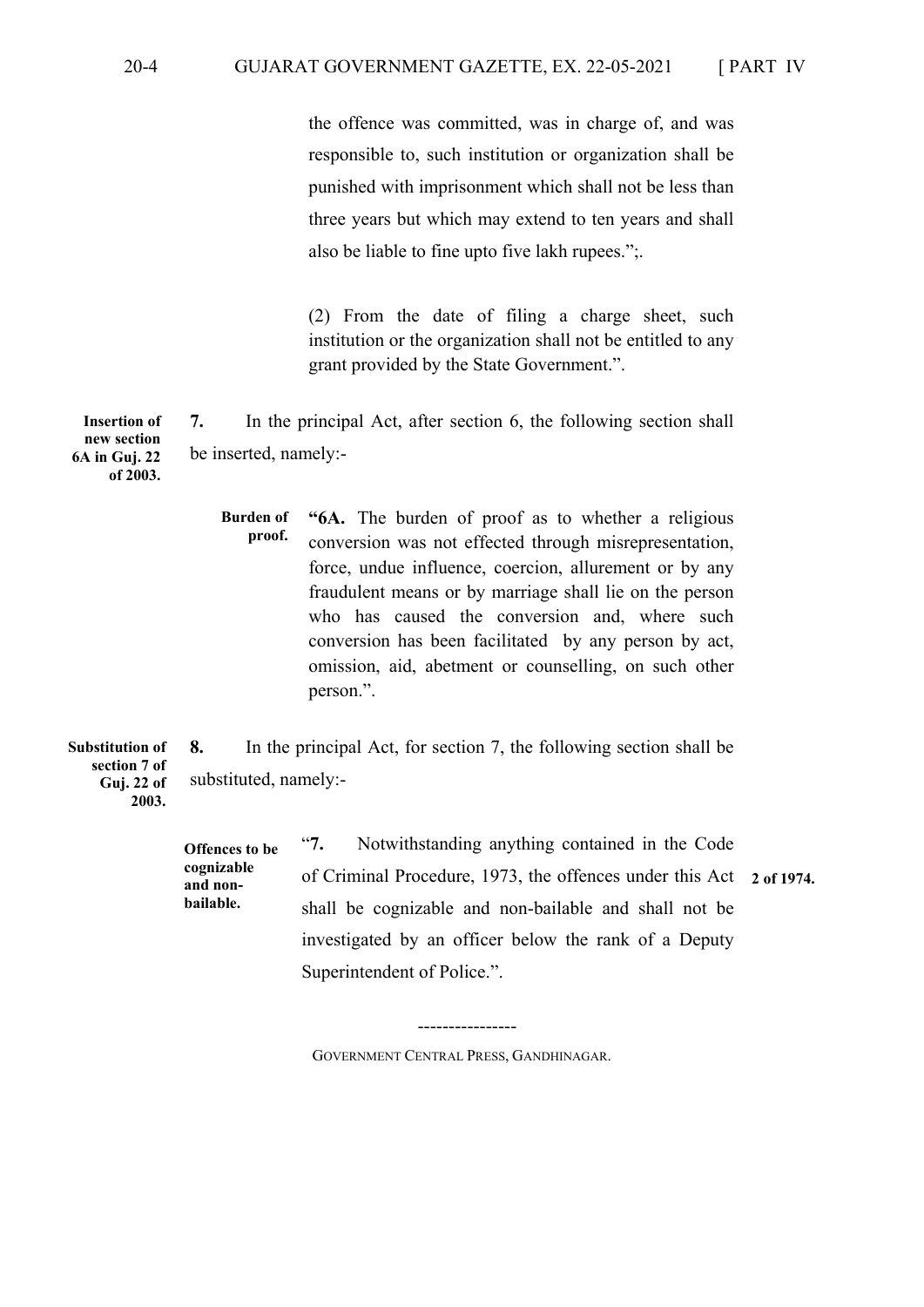the offence was committed, was in charge of, and was responsible to, such institution or organization shall be punished with imprisonment which shall not be less than three years but which may extend to ten years and shall also be liable to fine upto five lakh rupees.";.

(2) From the date of filing a charge sheet, such institution or the organization shall not be entitled to any grant provided by the State Government.".

**Insertion of new section 6A in Guj. 22 of 2003.**

**7.** In the principal Act, after section 6, the following section shall be inserted, namely:-

**Burden of proof.**

**"6A.** The burden of proof as to whether a religious conversion was not effected through misrepresentation, force, undue influence, coercion, allurement or by any fraudulent means or by marriage shall lie on the person who has caused the conversion and, where such conversion has been facilitated by any person by act, omission, aid, abetment or counselling, on such other person.".

**Substitution of section 7 of Guj. 22 of 2003.**

**8.** In the principal Act, for section 7, the following section shall be substituted, namely:-

**Offences to be cognizable and non-bailable.**

"**7.** Notwithstanding anything contained in the Code of Criminal Procedure, 1973, the offences under this Act shall be cognizable and non-bailable and shall not be investigated by an officer below the rank of a Deputy Superintendent of Police.".

**2 of 1974.**

----------------

GOVERNMENT CENTRAL PRESS, GANDHINAGAR.